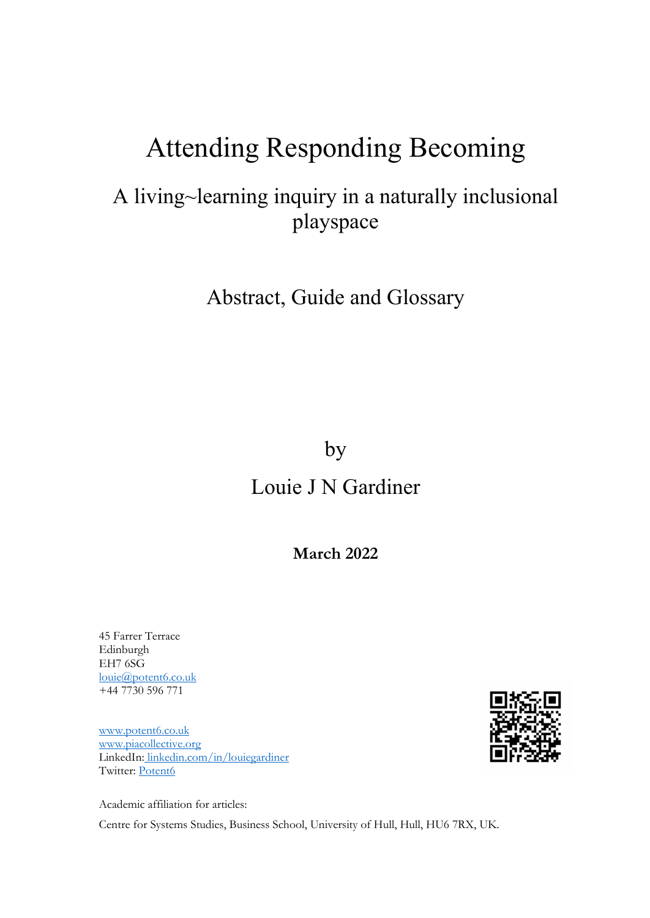# Attending Responding Becoming

## A living~learning inquiry in a naturally inclusional playspace

### Abstract, Guide and Glossary

by

Louie J N Gardiner

**March 2022**

45 Farrer Terrace
Edinburgh
EH7 6SG
louie@potent6.co.uk
+44 7730 596 771

www.potent6.co.uk
www.piacollective.org
LinkedIn: linkedin.com/in/louiegardiner
Twitter: Potent6

Academic affiliation for articles:

Centre for Systems Studies, Business School, University of Hull, Hull, HU6 7RX, UK.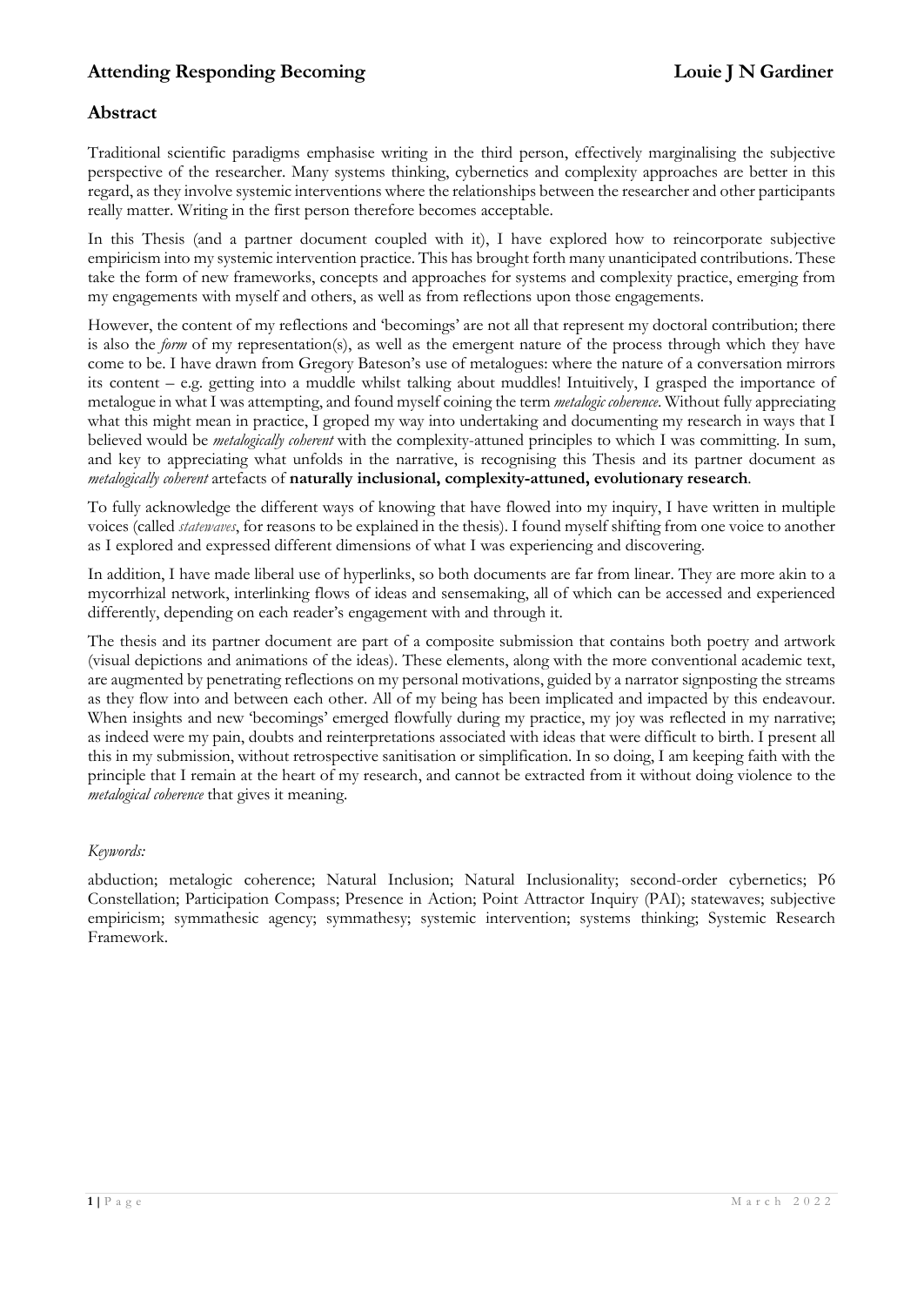## Abstract

Traditional scientific paradigms emphasise writing in the third person, effectively marginalising the subjective perspective of the researcher. Many systems thinking, cybernetics and complexity approaches are better in this regard, as they involve systemic interventions where the relationships between the researcher and other participants really matter. Writing in the first person therefore becomes acceptable.

In this Thesis (and a partner document coupled with it), I have explored how to reincorporate subjective empiricism into my systemic intervention practice. This has brought forth many unanticipated contributions. These take the form of new frameworks, concepts and approaches for systems and complexity practice, emerging from my engagements with myself and others, as well as from reflections upon those engagements.

However, the content of my reflections and 'becomings' are not all that represent my doctoral contribution; there is also the *form* of my representation(s), as well as the emergent nature of the process through which they have come to be. I have drawn from Gregory Bateson's use of metalogues: where the nature of a conversation mirrors its content – e.g. getting into a muddle whilst talking about muddles! Intuitively, I grasped the importance of metalogue in what I was attempting, and found myself coining the term *metalogic coherence*. Without fully appreciating what this might mean in practice, I groped my way into undertaking and documenting my research in ways that I believed would be *metalogically coherent* with the complexity-attuned principles to which I was committing. In sum, and key to appreciating what unfolds in the narrative, is recognising this Thesis and its partner document as *metalogically coherent* artefacts of **naturally inclusional, complexity-attuned, evolutionary research**.

To fully acknowledge the different ways of knowing that have flowed into my inquiry, I have written in multiple voices (called *statewaves*, for reasons to be explained in the thesis). I found myself shifting from one voice to another as I explored and expressed different dimensions of what I was experiencing and discovering.

In addition, I have made liberal use of hyperlinks, so both documents are far from linear. They are more akin to a mycorrhizal network, interlinking flows of ideas and sensemaking, all of which can be accessed and experienced differently, depending on each reader's engagement with and through it.

The thesis and its partner document are part of a composite submission that contains both poetry and artwork (visual depictions and animations of the ideas). These elements, along with the more conventional academic text, are augmented by penetrating reflections on my personal motivations, guided by a narrator signposting the streams as they flow into and between each other. All of my being has been implicated and impacted by this endeavour. When insights and new 'becomings' emerged flowfully during my practice, my joy was reflected in my narrative; as indeed were my pain, doubts and reinterpretations associated with ideas that were difficult to birth. I present all this in my submission, without retrospective sanitisation or simplification. In so doing, I am keeping faith with the principle that I remain at the heart of my research, and cannot be extracted from it without doing violence to the *metalogical coherence* that gives it meaning.

*Keywords:*

abduction; metalogic coherence; Natural Inclusion; Natural Inclusionality; second-order cybernetics; P6 Constellation; Participation Compass; Presence in Action; Point Attractor Inquiry (PAI); statewaves; subjective empiricism; symmathesic agency; symmathesy; systemic intervention; systems thinking; Systemic Research Framework.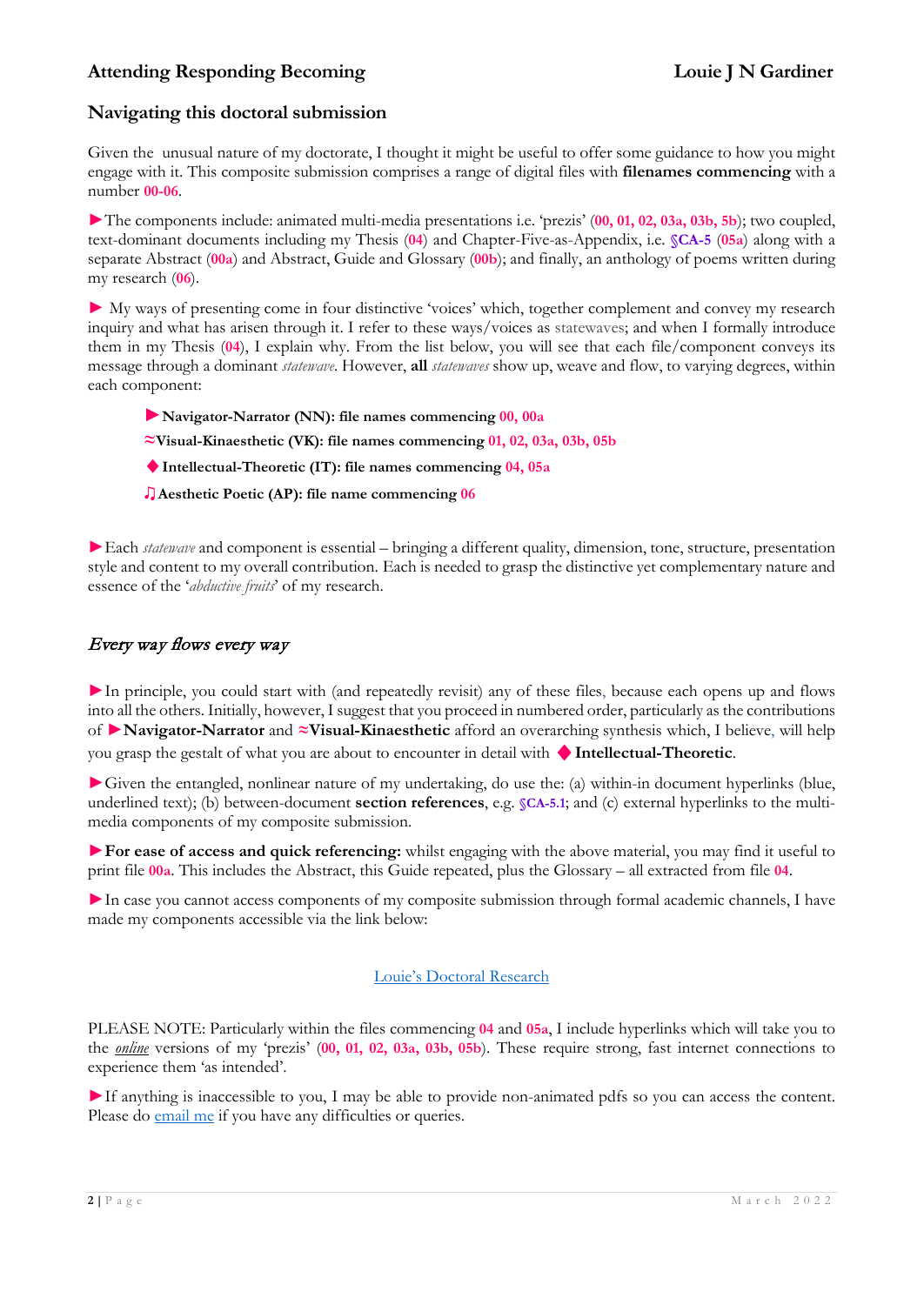## Navigating this doctoral submission

Given the unusual nature of my doctorate, I thought it might be useful to offer some guidance to how you might engage with it. This composite submission comprises a range of digital files with **filenames commencing** with a number **00-06**.

►The components include: animated multi-media presentations i.e. 'prezis' (**00, 01, 02, 03a, 03b, 5b**); two coupled, text-dominant documents including my Thesis (**04**) and Chapter-Five-as-Appendix, i.e. **§CA-5** (**05a**) along with a separate Abstract (**00a**) and Abstract, Guide and Glossary (**00b**); and finally, an anthology of poems written during my research (**06**).

► My ways of presenting come in four distinctive 'voices' which, together complement and convey my research inquiry and what has arisen through it. I refer to these ways/voices as statewaves; and when I formally introduce them in my Thesis (**04**), I explain why. From the list below, you will see that each file/component conveys its message through a dominant *statewave*. However, **all** *statewaves* show up, weave and flow, to varying degrees, within each component:

- ►**Navigator-Narrator (NN): file names commencing 00, 00a**
- ≈**Visual-Kinaesthetic (VK): file names commencing 01, 02, 03a, 03b, 05b**
- ♦ **Intellectual-Theoretic (IT): file names commencing 04, 05a**
- ♫**Aesthetic Poetic (AP): file name commencing 06**

►Each *statewave* and component is essential – bringing a different quality, dimension, tone, structure, presentation style and content to my overall contribution. Each is needed to grasp the distinctive yet complementary nature and essence of the '*abductive fruits*' of my research.

## *Every way flows every way*

►In principle, you could start with (and repeatedly revisit) any of these files, because each opens up and flows into all the others. Initially, however, I suggest that you proceed in numbered order, particularly as the contributions of ►**Navigator-Narrator** and ≈**Visual-Kinaesthetic** afford an overarching synthesis which, I believe, will help you grasp the gestalt of what you are about to encounter in detail with ♦ **Intellectual-Theoretic**.

►Given the entangled, nonlinear nature of my undertaking, do use the: (a) within-in document hyperlinks (blue, underlined text); (b) between-document **section references**, e.g. **§CA-5.1**; and (c) external hyperlinks to the multi-media components of my composite submission.

►**For ease of access and quick referencing:** whilst engaging with the above material, you may find it useful to print file **00a**. This includes the Abstract, this Guide repeated, plus the Glossary – all extracted from file **04**.

►In case you cannot access components of my composite submission through formal academic channels, I have made my components accessible via the link below:

Louie's Doctoral Research

PLEASE NOTE: Particularly within the files commencing **04** and **05a**, I include hyperlinks which will take you to the *online* versions of my 'prezis' (**00, 01, 02, 03a, 03b, 05b**). These require strong, fast internet connections to experience them 'as intended'.

►If anything is inaccessible to you, I may be able to provide non-animated pdfs so you can access the content. Please do email me if you have any difficulties or queries.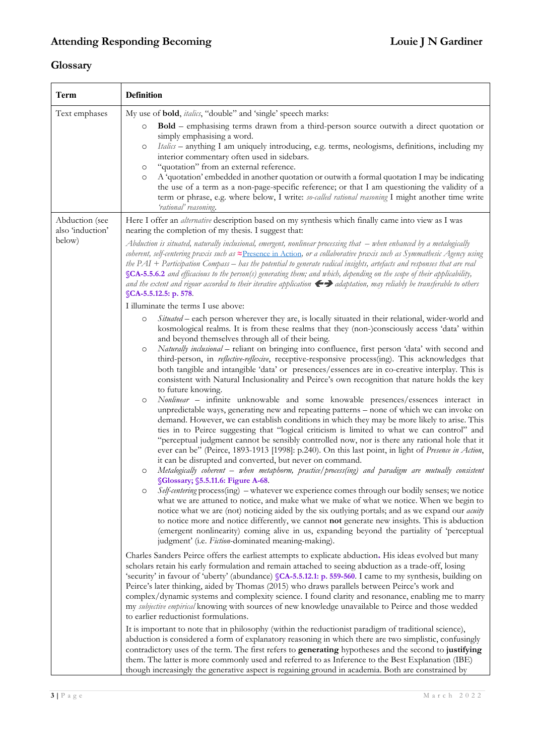## Glossary

| Term | Definition |
|---|---|
| Text emphases | My use of **bold**, *italics*, "double" and 'single' speech marks:<br>○ **Bold** – emphasising terms drawn from a third-person source outwith a direct quotation or simply emphasising a word.<br>○ *Italics* – anything I am uniquely introducing, e.g. terms, neologisms, definitions, including my interior commentary often used in sidebars.<br>○ "quotation" from an external reference.<br>○ A 'quotation' embedded in another quotation or outwith a formal quotation I may be indicating the use of a term as a non-page-specific reference; or that I am questioning the validity of a term or phrase, e.g. where below, I write: *so-called rational reasoning* I might another time write *'rational' reasoning*. |
| Abduction (see also 'induction' below) | Here I offer an *alternative* description based on my synthesis which finally came into view as I was nearing the completion of my thesis. I suggest that:<br>*Abduction is situated, naturally inclusional, emergent, nonlinear processing that – when enhanced by a metalogically coherent, self-centering praxis such as* ≈Presence in Action*, or a collaborative praxis such as Symmathesic Agency using the PAI + Participation Compass – has the potential to generate radical insights, artefacts and responses that are real* **§CA-5.5.6.2** *and efficacious to the person(s) generating them; and which, depending on the scope of their applicability, and the extent and rigour accorded to their iterative application* ←→ *adaptation, may reliably be transferable to others* **§CA-5.5.12.5: p. 578**.<br>I illuminate the terms I use above:<br>○ *Situated* – each person wherever they are, is locally situated in their relational, wider-world and kosmological realms. It is from these realms that they (non-)consciously access 'data' within and beyond themselves through all of their being.<br>○ *Naturally inclusional* – reliant on bringing into confluence, first person 'data' with second and third-person, in *reflective-reflexive*, receptive-responsive process(ing). This acknowledges that both tangible and intangible 'data' or presences/essences are in co-creative interplay. This is consistent with Natural Inclusionality and Peirce's own recognition that nature holds the key to future knowing.<br>○ *Nonlinear* – infinite unknowable and some knowable presences/essences interact in unpredictable ways, generating new and repeating patterns – none of which we can invoke on demand. However, we can establish conditions in which they may be more likely to arise. This ties in to Peirce suggesting that "logical criticism is limited to what we can control" and "perceptual judgment cannot be sensibly controlled now, nor is there any rational hole that it ever can be" (Peirce, 1893-1913 [1998]: p.240). On this last point, in light of *Presence in Action*, it can be disrupted and converted, but never on command.<br>○ *Metalogically coherent – when metaphorm, practice/process(ing) and paradigm are mutually consistent* **§Glossary; §5.5.11.6: Figure A-68**.<br>○ *Self-centering* process(ing) – whatever we experience comes through our bodily senses; we notice what we are attuned to notice, and make what we make of what we notice. When we begin to notice what we are (not) noticing aided by the six outlying portals; and as we expand our *acuity* to notice more and notice differently, we cannot **not** generate new insights. This is abduction (emergent nonlinearity) coming alive in us, expanding beyond the partiality of 'perceptual judgment' (i.e. *Fiction*-dominated meaning-making).<br>Charles Sanders Peirce offers the earliest attempts to explicate abduction. His ideas evolved but many scholars retain his early formulation and remain attached to seeing abduction as a trade-off, losing 'security' in favour of 'uberty' (abundance) **§CA-5.5.12.1: p. 559-560**. I came to my synthesis, building on Peirce's later thinking, aided by Thomas (2015) who draws parallels between Peirce's work and complex/dynamic systems and complexity science. I found clarity and resonance, enabling me to marry my *subjective empirical* knowing with sources of new knowledge unavailable to Peirce and those wedded to earlier reductionist formulations.<br>It is important to note that in philosophy (within the reductionist paradigm of traditional science), abduction is considered a form of explanatory reasoning in which there are two simplistic, confusingly contradictory uses of the term. The first refers to **generating** hypotheses and the second to **justifying** them. The latter is more commonly used and referred to as Inference to the Best Explanation (IBE) though increasingly the generative aspect is regaining ground in academia. Both are constrained by |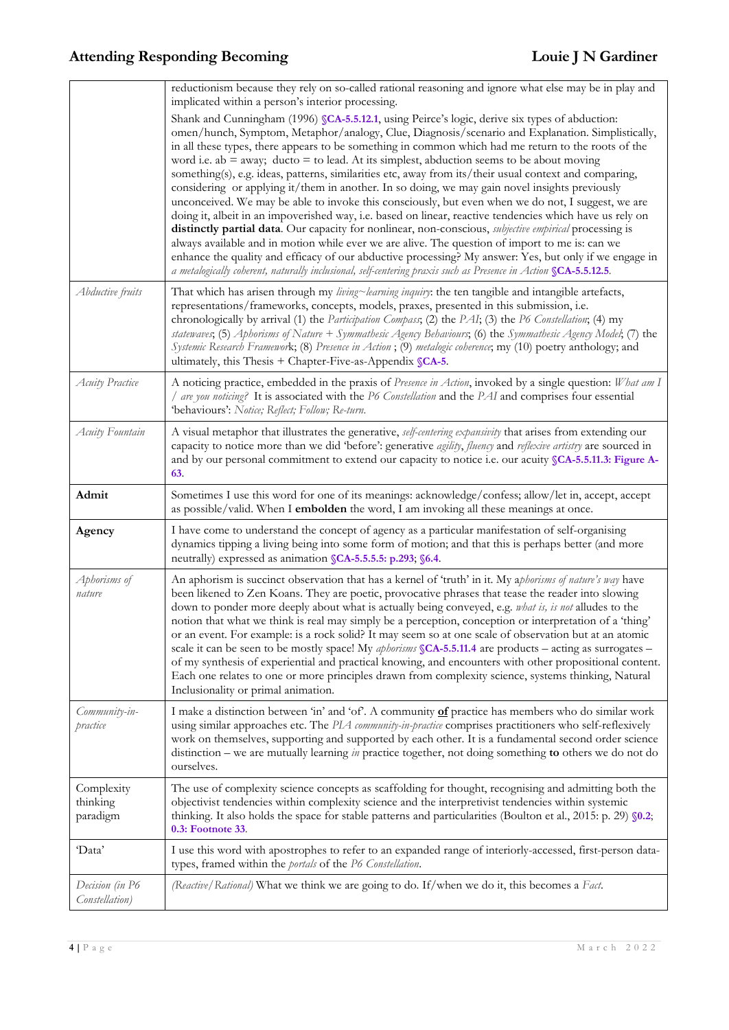| | |
|---|---|
| | reductionism because they rely on so-called rational reasoning and ignore what else may be in play and implicated within a person's interior processing.<br><br>Shank and Cunningham (1996) §CA-5.5.12.1, using Peirce's logic, derive six types of abduction: omen/hunch, Symptom, Metaphor/analogy, Clue, Diagnosis/scenario and Explanation. Simplistically, in all these types, there appears to be something in common which had me return to the roots of the word i.e. ab = away; ducto = to lead. At its simplest, abduction seems to be about moving something(s), e.g. ideas, patterns, similarities etc, away from its/their usual context and comparing, considering or applying it/them in another. In so doing, we may gain novel insights previously unconceived. We may be able to invoke this consciously, but even when we do not, I suggest, we are doing it, albeit in an impoverished way, i.e. based on linear, reactive tendencies which have us rely on **distinctly partial data**. Our capacity for nonlinear, non-conscious, *subjective empirical* processing is always available and in motion while ever we are alive. The question of import to me is: can we enhance the quality and efficacy of our abductive processing? My answer: Yes, but only if we engage in *a metalogically coherent, naturally inclusional, self-centering praxis such as Presence in Action* §CA-5.5.12.5. |
| *Abductive fruits* | That which has arisen through my *living~learning inquiry*: the ten tangible and intangible artefacts, representations/frameworks, concepts, models, praxes, presented in this submission, i.e. chronologically by arrival (1) the *Participation Compass*; (2) the *PAI*; (3) the *P6 Constellation*; (4) my *statewaves*; (5) *Aphorisms of Nature + Symmathesic Agency Behaviours*; (6) the *Symmathesic Agency Model*; (7) the *Systemic Research Framework*; (8) *Presence in Action* ; (9) *metalogic coherence*; my (10) poetry anthology; and ultimately, this Thesis + Chapter-Five-as-Appendix §CA-5. |
| *Acuity Practice* | A noticing practice, embedded in the praxis of *Presence in Action*, invoked by a single question: *What am I / are you noticing?* It is associated with the *P6 Constellation* and the *PAI* and comprises four essential 'behaviours': *Notice; Reflect; Follow; Re-turn.* |
| *Acuity Fountain* | A visual metaphor that illustrates the generative, *self-centering expansivity* that arises from extending our capacity to notice more than we did 'before': generative *agility*, *fluency* and *reflexive artistry* are sourced in and by our personal commitment to extend our capacity to notice i.e. our acuity §CA-5.5.11.3: Figure A-63. |
| **Admit** | Sometimes I use this word for one of its meanings: acknowledge/confess; allow/let in, accept, accept as possible/valid. When I **embolden** the word, I am invoking all these meanings at once. |
| **Agency** | I have come to understand the concept of agency as a particular manifestation of self-organising dynamics tipping a living being into some form of motion; and that this is perhaps better (and more neutrally) expressed as animation §CA-5.5.5.5: p.293; §6.4. |
| *Aphorisms of nature* | An aphorism is succinct observation that has a kernel of 'truth' in it. My a*phorisms of nature's way* have been likened to Zen Koans. They are poetic, provocative phrases that tease the reader into slowing down to ponder more deeply about what is actually being conveyed, e.g. *what is, is not* alludes to the notion that what we think is real may simply be a perception, conception or interpretation of a 'thing' or an event. For example: is a rock solid? It may seem so at one scale of observation but at an atomic scale it can be seen to be mostly space! My *aphorisms* §CA-5.5.11.4 are products – acting as surrogates – of my synthesis of experiential and practical knowing, and encounters with other propositional content. Each one relates to one or more principles drawn from complexity science, systems thinking, Natural Inclusionality or primal animation. |
| *Community-in-practice* | I make a distinction between 'in' and 'of'. A community **of** practice has members who do similar work using similar approaches etc. The *PIA community-in-practice* comprises practitioners who self-reflexively work on themselves, supporting and supported by each other. It is a fundamental second order science distinction – we are mutually learning *in* practice together, not doing something **to** others we do not do ourselves. |
| Complexity thinking paradigm | The use of complexity science concepts as scaffolding for thought, recognising and admitting both the objectivist tendencies within complexity science and the interpretivist tendencies within systemic thinking. It also holds the space for stable patterns and particularities (Boulton et al., 2015: p. 29) §0.2; 0.3: Footnote 33. |
| 'Data' | I use this word with apostrophes to refer to an expanded range of interiorly-accessed, first-person data-types, framed within the *portals* of the *P6 Constellation*. |
| *Decision (in P6 Constellation)* | *(Reactive/Rational)* What we think we are going to do. If/when we do it, this becomes a *Fact*. |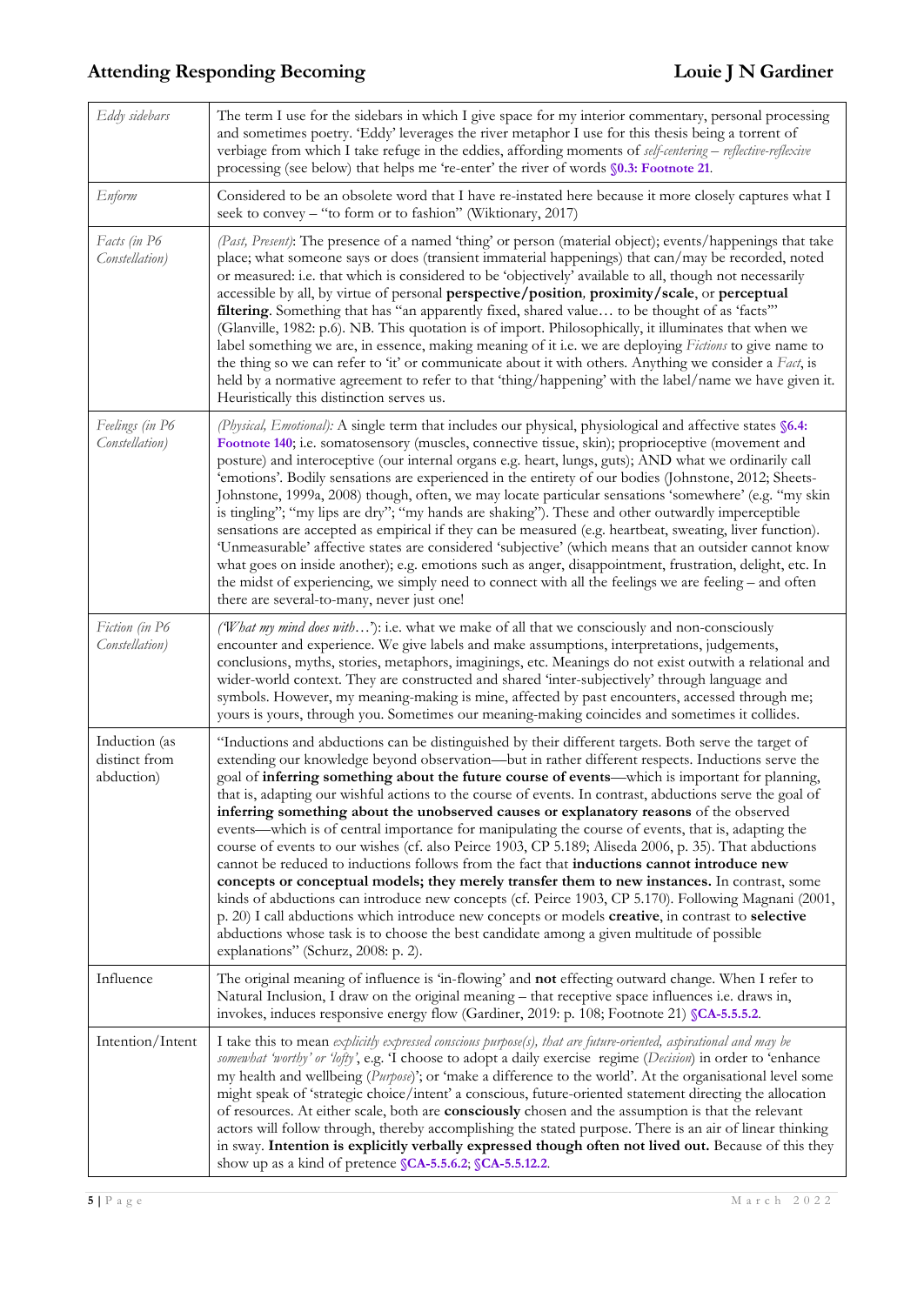| | |
|---|---|
| *Eddy sidebars* | The term I use for the sidebars in which I give space for my interior commentary, personal processing and sometimes poetry. 'Eddy' leverages the river metaphor I use for this thesis being a torrent of verbiage from which I take refuge in the eddies, affording moments of *self-centering – reflective-reflexive* processing (see below) that helps me 're-enter' the river of words **§0.3: Footnote 21**. |
| *Enform* | Considered to be an obsolete word that I have re-instated here because it more closely captures what I seek to convey – "to form or to fashion" (Wiktionary, 2017) |
| *Facts (in P6 Constellation)* | *(Past, Present)*: The presence of a named 'thing' or person (material object); events/happenings that take place; what someone says or does (transient immaterial happenings) that can/may be recorded, noted or measured: i.e. that which is considered to be 'objectively' available to all, though not necessarily accessible by all, by virtue of personal **perspective/position**, **proximity/scale**, or **perceptual filtering**. Something that has "an apparently fixed, shared value… to be thought of as 'facts'" (Glanville, 1982: p.6). NB. This quotation is of import. Philosophically, it illuminates that when we label something we are, in essence, making meaning of it i.e. we are deploying *Fictions* to give name to the thing so we can refer to 'it' or communicate about it with others. Anything we consider a *Fact*, is held by a normative agreement to refer to that 'thing/happening' with the label/name we have given it. Heuristically this distinction serves us. |
| *Feelings (in P6 Constellation)* | *(Physical, Emotional):* A single term that includes our physical, physiological and affective states **§6.4: Footnote 140**; i.e. somatosensory (muscles, connective tissue, skin); proprioceptive (movement and posture) and interoceptive (our internal organs e.g. heart, lungs, guts); AND what we ordinarily call 'emotions'. Bodily sensations are experienced in the entirety of our bodies (Johnstone, 2012; Sheets-Johnstone, 1999a, 2008) though, often, we may locate particular sensations 'somewhere' (e.g. "my skin is tingling"; "my lips are dry"; "my hands are shaking"). These and other outwardly imperceptible sensations are accepted as empirical if they can be measured (e.g. heartbeat, sweating, liver function). 'Unmeasurable' affective states are considered 'subjective' (which means that an outsider cannot know what goes on inside another); e.g. emotions such as anger, disappointment, frustration, delight, etc. In the midst of experiencing, we simply need to connect with all the feelings we are feeling – and often there are several-to-many, never just one! |
| *Fiction (in P6 Constellation)* | *('What my mind does with…')*: i.e. what we make of all that we consciously and non-consciously encounter and experience. We give labels and make assumptions, interpretations, judgements, conclusions, myths, stories, metaphors, imaginings, etc. Meanings do not exist outwith a relational and wider-world context. They are constructed and shared 'inter-subjectively' through language and symbols. However, my meaning-making is mine, affected by past encounters, accessed through me; yours is yours, through you. Sometimes our meaning-making coincides and sometimes it collides. |
| Induction (as distinct from abduction) | "Inductions and abductions can be distinguished by their different targets. Both serve the target of extending our knowledge beyond observation—but in rather different respects. Inductions serve the goal of **inferring something about the future course of events**—which is important for planning, that is, adapting our wishful actions to the course of events. In contrast, abductions serve the goal of **inferring something about the unobserved causes or explanatory reasons** of the observed events—which is of central importance for manipulating the course of events, that is, adapting the course of events to our wishes (cf. also Peirce 1903, CP 5.189; Aliseda 2006, p. 35). That abductions cannot be reduced to inductions follows from the fact that **inductions cannot introduce new concepts or conceptual models; they merely transfer them to new instances.** In contrast, some kinds of abductions can introduce new concepts (cf. Peirce 1903, CP 5.170). Following Magnani (2001, p. 20) I call abductions which introduce new concepts or models **creative**, in contrast to **selective** abductions whose task is to choose the best candidate among a given multitude of possible explanations" (Schurz, 2008: p. 2). |
| Influence | The original meaning of influence is 'in-flowing' and **not** effecting outward change. When I refer to Natural Inclusion, I draw on the original meaning – that receptive space influences i.e. draws in, invokes, induces responsive energy flow (Gardiner, 2019: p. 108; Footnote 21) **§CA-5.5.5.2**. |
| Intention/Intent | I take this to mean *explicitly expressed conscious purpose(s), that are future-oriented, aspirational and may be somewhat 'worthy' or 'lofty'*, e.g. 'I choose to adopt a daily exercise regime (*Decision*) in order to 'enhance my health and wellbeing (*Purpose*)'; or 'make a difference to the world'. At the organisational level some might speak of 'strategic choice/intent' a conscious, future-oriented statement directing the allocation of resources. At either scale, both are **consciously** chosen and the assumption is that the relevant actors will follow through, thereby accomplishing the stated purpose. There is an air of linear thinking in sway. **Intention is explicitly verbally expressed though often not lived out.** Because of this they show up as a kind of pretence **§CA-5.5.6.2**; **§CA-5.5.12.2**. |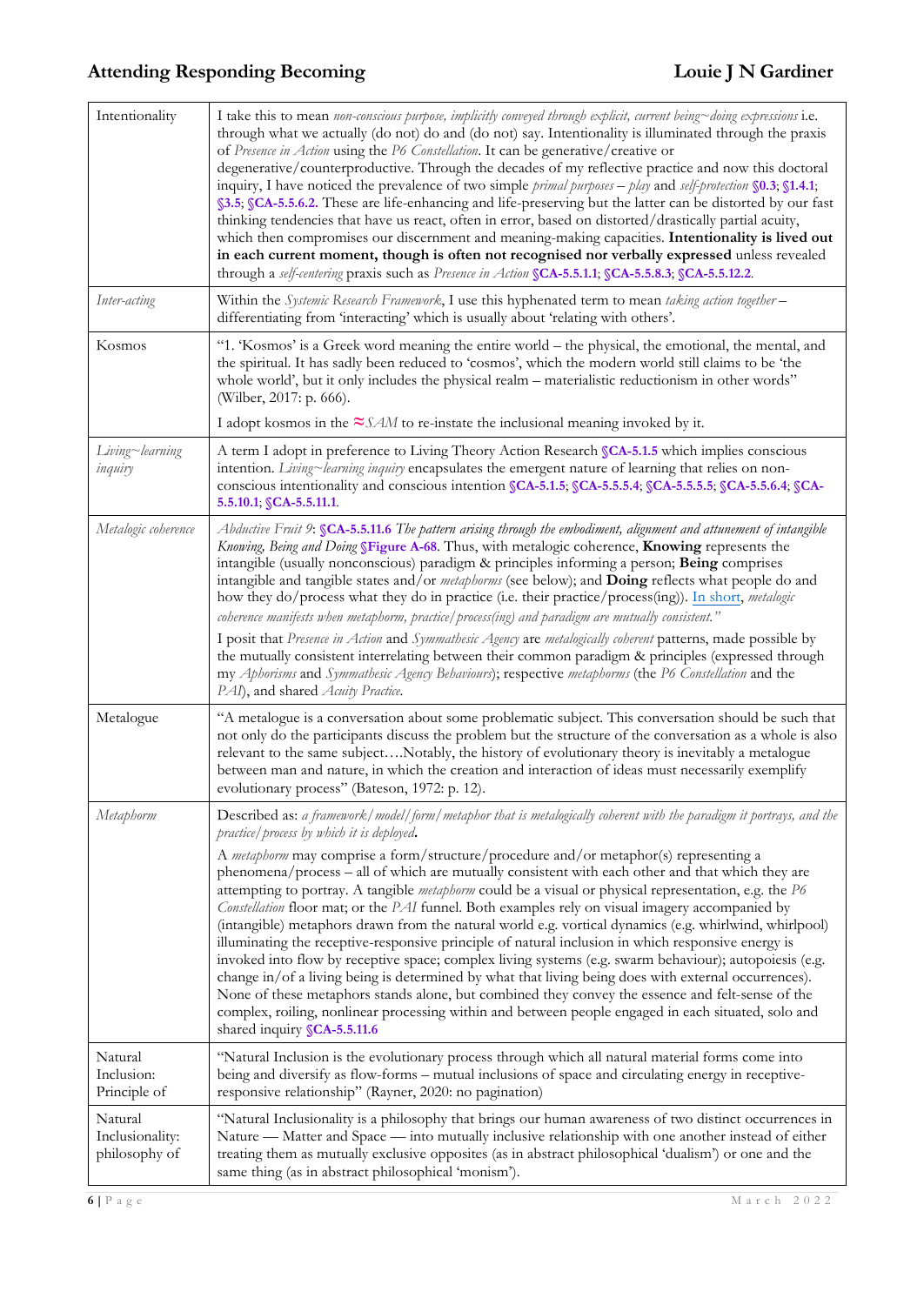| | |
|---|---|
| Intentionality | I take this to mean *non-conscious purpose, implicitly conveyed through explicit, current being~doing expressions* i.e. through what we actually (do not) do and (do not) say. Intentionality is illuminated through the praxis of *Presence in Action* using the *P6 Constellation*. It can be generative/creative or degenerative/counterproductive. Through the decades of my reflective practice and now this doctoral inquiry, I have noticed the prevalence of two simple *primal purposes* – *play* and *self-protection* **§0.3**; **§1.4.1**; **§3.5**; **§CA-5.5.6.2.** These are life-enhancing and life-preserving but the latter can be distorted by our fast thinking tendencies that have us react, often in error, based on distorted/drastically partial acuity, which then compromises our discernment and meaning-making capacities. **Intentionality is lived out in each current moment, though is often not recognised nor verbally expressed** unless revealed through a *self-centering* praxis such as *Presence in Action* **§CA-5.5.1.1**; **§CA-5.5.8.3**; **§CA-5.5.12.2**. |
| *Inter-acting* | Within the *Systemic Research Framework*, I use this hyphenated term to mean *taking action together* – differentiating from 'interacting' which is usually about 'relating with others'. |
| Kosmos | "1. 'Kosmos' is a Greek word meaning the entire world – the physical, the emotional, the mental, and the spiritual. It has sadly been reduced to 'cosmos', which the modern world still claims to be 'the whole world', but it only includes the physical realm – materialistic reductionism in other words" (Wilber, 2017: p. 666).<br><br>I adopt kosmos in the ≈*SAM* to re-instate the inclusional meaning invoked by it. |
| *Living~learning inquiry* | A term I adopt in preference to Living Theory Action Research **§CA-5.1.5** which implies conscious intention. *Living~learning inquiry* encapsulates the emergent nature of learning that relies on non-conscious intentionality and conscious intention **§CA-5.1.5**; **§CA-5.5.5.4**; **§CA-5.5.5.5**; **§CA-5.5.6.4**; **§CA-5.5.10.1**; **§CA-5.5.11.1**. |
| *Metalogic coherence* | *Abductive Fruit 9*: **§CA-5.5.11.6** *The pattern arising through the embodiment, alignment and attunement of intangible Knowing, Being and Doing* **§Figure A-68**. Thus, with metalogic coherence, **Knowing** represents the intangible (usually nonconscious) paradigm & principles informing a person; **Being** comprises intangible and tangible states and/or *metaphorms* (see below); and **Doing** reflects what people do and how they do/process what they do in practice (i.e. their practice/process(ing)). In short, *metalogic coherence manifests when metaphorm, practice/process(ing) and paradigm are mutually consistent."*<br><br>I posit that *Presence in Action* and *Symmathesic Agency* are *metalogically coherent* patterns, made possible by the mutually consistent interrelating between their common paradigm & principles (expressed through my *Aphorisms* and *Symmathesic Agency Behaviours*); respective *metaphorms* (the *P6 Constellation* and the *PAI*), and shared *Acuity Practice*. |
| Metalogue | "A metalogue is a conversation about some problematic subject. This conversation should be such that not only do the participants discuss the problem but the structure of the conversation as a whole is also relevant to the same subject….Notably, the history of evolutionary theory is inevitably a metalogue between man and nature, in which the creation and interaction of ideas must necessarily exemplify evolutionary process" (Bateson, 1972: p. 12). |
| *Metaphorm* | Described as: *a framework/model/form/metaphor that is metalogically coherent with the paradigm it portrays, and the practice/process by which it is deployed***.**<br><br>A *metaphorm* may comprise a form/structure/procedure and/or metaphor(s) representing a phenomena/process – all of which are mutually consistent with each other and that which they are attempting to portray. A tangible *metaphorm* could be a visual or physical representation, e.g. the *P6 Constellation* floor mat; or the *PAI* funnel. Both examples rely on visual imagery accompanied by (intangible) metaphors drawn from the natural world e.g. vortical dynamics (e.g. whirlwind, whirlpool) illuminating the receptive-responsive principle of natural inclusion in which responsive energy is invoked into flow by receptive space; complex living systems (e.g. swarm behaviour); autopoiesis (e.g. change in/of a living being is determined by what that living being does with external occurrences). None of these metaphors stands alone, but combined they convey the essence and felt-sense of the complex, roiling, nonlinear processing within and between people engaged in each situated, solo and shared inquiry **§CA-5.5.11.6** |
| Natural Inclusion: Principle of | "Natural Inclusion is the evolutionary process through which all natural material forms come into being and diversify as flow-forms – mutual inclusions of space and circulating energy in receptive-responsive relationship" (Rayner, 2020: no pagination) |
| Natural Inclusionality: philosophy of | "Natural Inclusionality is a philosophy that brings our human awareness of two distinct occurrences in Nature — Matter and Space — into mutually inclusive relationship with one another instead of either treating them as mutually exclusive opposites (as in abstract philosophical 'dualism') or one and the same thing (as in abstract philosophical 'monism'). |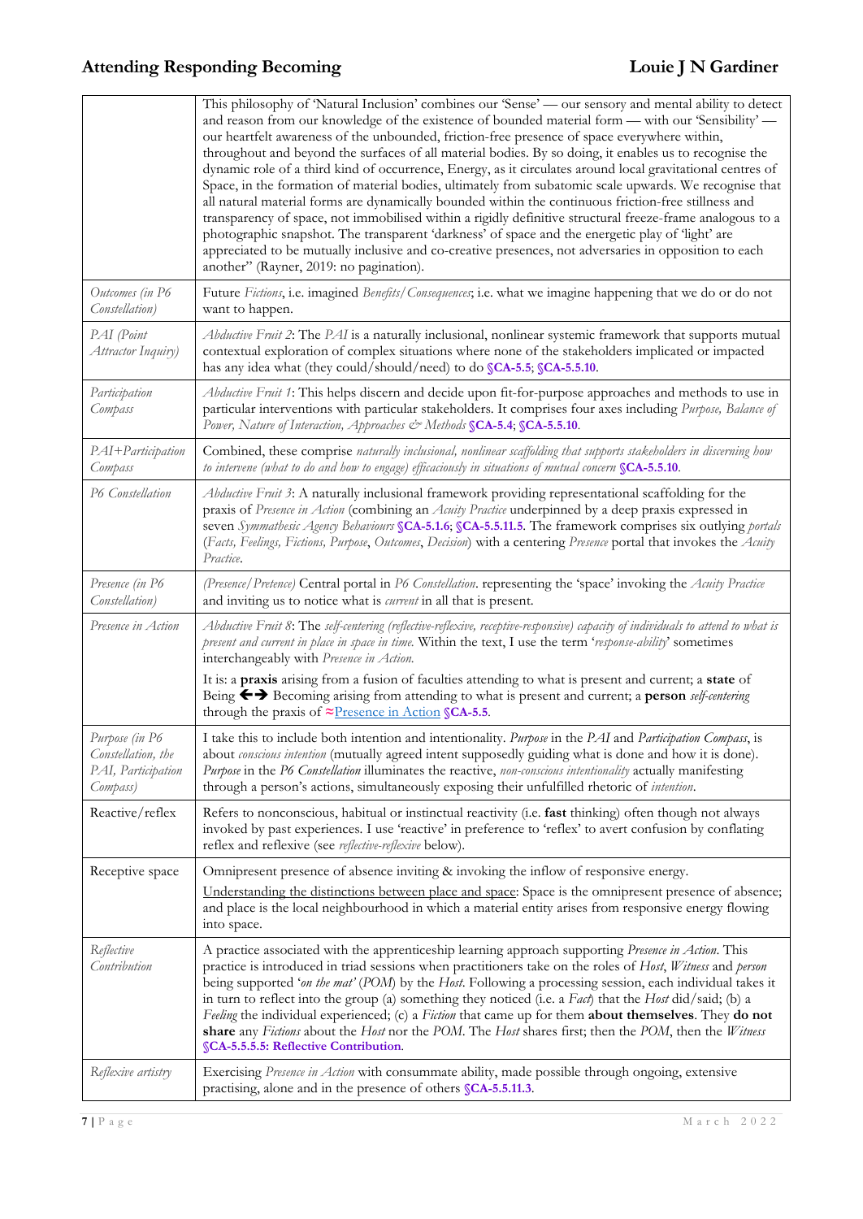| | |
|---|---|
| | This philosophy of 'Natural Inclusion' combines our 'Sense' — our sensory and mental ability to detect and reason from our knowledge of the existence of bounded material form — with our 'Sensibility' — our heartfelt awareness of the unbounded, friction-free presence of space everywhere within, throughout and beyond the surfaces of all material bodies. By so doing, it enables us to recognise the dynamic role of a third kind of occurrence, Energy, as it circulates around local gravitational centres of Space, in the formation of material bodies, ultimately from subatomic scale upwards. We recognise that all natural material forms are dynamically bounded within the continuous friction-free stillness and transparency of space, not immobilised within a rigidly definitive structural freeze-frame analogous to a photographic snapshot. The transparent 'darkness' of space and the energetic play of 'light' are appreciated to be mutually inclusive and co-creative presences, not adversaries in opposition to each another" (Rayner, 2019: no pagination). |
| *Outcomes (in P6 Constellation)* | Future *Fictions*, i.e. imagined *Benefits/Consequences*; i.e. what we imagine happening that we do or do not want to happen. |
| *PAI (Point Attractor Inquiry)* | *Abductive Fruit 2*: The *PAI* is a naturally inclusional, nonlinear systemic framework that supports mutual contextual exploration of complex situations where none of the stakeholders implicated or impacted has any idea what (they could/should/need) to do **§CA-5.5**; **§CA-5.5.10**. |
| *Participation Compass* | *Abductive Fruit 1*: This helps discern and decide upon fit-for-purpose approaches and methods to use in particular interventions with particular stakeholders. It comprises four axes including *Purpose, Balance of Power, Nature of Interaction, Approaches & Methods* **§CA-5.4**; **§CA-5.5.10**. |
| *PAI+Participation Compass* | Combined, these comprise *naturally inclusional, nonlinear scaffolding that supports stakeholders in discerning how to intervene (what to do and how to engage) efficaciously in situations of mutual concern* **§CA-5.5.10**. |
| *P6 Constellation* | *Abductive Fruit 3*: A naturally inclusional framework providing representational scaffolding for the praxis of *Presence in Action* (combining an *Acuity Practice* underpinned by a deep praxis expressed in seven *Symmathesic Agency Behaviours* **§CA-5.1.6**; **§CA-5.5.11.5**. The framework comprises six outlying *portals* (*Facts, Feelings, Fictions, Purpose*, *Outcomes*, *Decision*) with a centering *Presence* portal that invokes the *Acuity Practice*. |
| *Presence (in P6 Constellation)* | *(Presence/Pretence)* Central portal in *P6 Constellation*. representing the 'space' invoking the *Acuity Practice* and inviting us to notice what is *current* in all that is present. |
| *Presence in Action* | *Abductive Fruit 8*: The *self-centering (reflective-reflexive, receptive-responsive) capacity of individuals to attend to what is present and current in place in space in time.* Within the text, I use the term '*response-ability*' sometimes interchangeably with *Presence in Action*.<br><br>It is: a **praxis** arising from a fusion of faculties attending to what is present and current; a **state** of Being ←→ Becoming arising from attending to what is present and current; a **person** *self-centering* through the praxis of ≈Presence in Action **§CA-5.5**. |
| *Purpose (in P6 Constellation, the PAI, Participation Compass)* | I take this to include both intention and intentionality. *Purpose* in the *PAI* and *Participation Compass*, is about *conscious intention* (mutually agreed intent supposedly guiding what is done and how it is done). *Purpose* in the *P6 Constellation* illuminates the reactive, *non-conscious intentionality* actually manifesting through a person's actions, simultaneously exposing their unfulfilled rhetoric of *intention*. |
| Reactive/reflex | Refers to nonconscious, habitual or instinctual reactivity (i.e. **fast** thinking) often though not always invoked by past experiences. I use 'reactive' in preference to 'reflex' to avert confusion by conflating reflex and reflexive (see *reflective-reflexive* below). |
| Receptive space | Omnipresent presence of absence inviting & invoking the inflow of responsive energy.<br><br>Understanding the distinctions between place and space: Space is the omnipresent presence of absence; and place is the local neighbourhood in which a material entity arises from responsive energy flowing into space. |
| *Reflective Contribution* | A practice associated with the apprenticeship learning approach supporting *Presence in Action*. This practice is introduced in triad sessions when practitioners take on the roles of *Host*, *Witness* and *person* being supported '*on the mat*' (*POM*) by the *Host*. Following a processing session, each individual takes it in turn to reflect into the group (a) something they noticed (i.e. a *Fact*) that the *Host* did/said; (b) a *Feeling* the individual experienced; (c) a *Fiction* that came up for them **about themselves**. They **do not share** any *Fictions* about the *Host* nor the *POM*. The *Host* shares first; then the *POM*, then the *Witness* **§CA-5.5.5.5: Reflective Contribution**. |
| *Reflexive artistry* | Exercising *Presence in Action* with consummate ability, made possible through ongoing, extensive practising, alone and in the presence of others **§CA-5.5.11.3**. |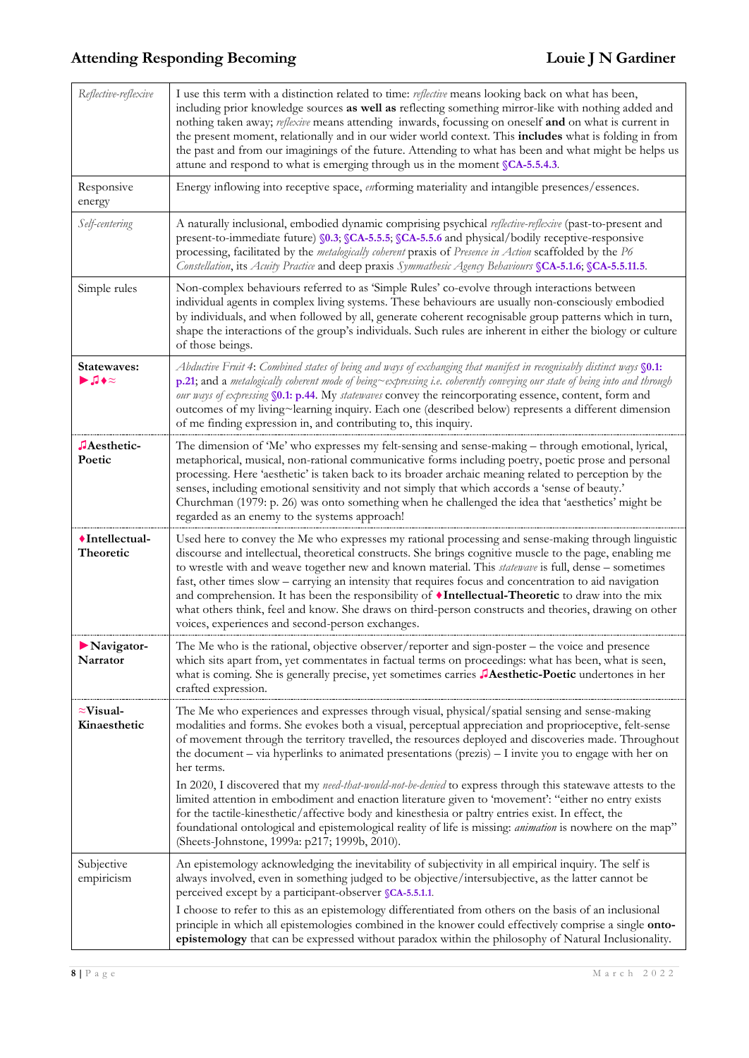| | |
|---|---|
| *Reflective-reflexive* | I use this term with a distinction related to time: *reflective* means looking back on what has been, including prior knowledge sources **as well as** reflecting something mirror-like with nothing added and nothing taken away; *reflexive* means attending inwards, focussing on oneself **and** on what is current in the present moment, relationally and in our wider world context. This **includes** what is folding in from the past and from our imaginings of the future. Attending to what has been and what might be helps us attune and respond to what is emerging through us in the moment **§CA-5.5.4.3**. |
| Responsive energy | Energy inflowing into receptive space, *en*forming materiality and intangible presences/essences. |
| *Self-centering* | A naturally inclusional, embodied dynamic comprising psychical *reflective-reflexive* (past-to-present and present-to-immediate future) **§0.3**; **§CA-5.5.5**; **§CA-5.5.6** and physical/bodily receptive-responsive processing, facilitated by the *metalogically coherent* praxis of *Presence in Action* scaffolded by the *P6 Constellation*, its *Acuity Practice* and deep praxis *Symmathesic Agency Behaviours* **§CA-5.1.6**; **§CA-5.5.11.5**. |
| Simple rules | Non-complex behaviours referred to as 'Simple Rules' co-evolve through interactions between individual agents in complex living systems. These behaviours are usually non-consciously embodied by individuals, and when followed by all, generate coherent recognisable group patterns which in turn, shape the interactions of the group's individuals. Such rules are inherent in either the biology or culture of those beings. |
| **Statewaves:** ►♫♦≈ | *Abductive Fruit 4*: *Combined states of being and ways of exchanging that manifest in recognisably distinct ways* **§0.1: p.21**; and a *metalogically coherent mode of being~expressing i.e. coherently conveying our state of being into and through our ways of expressing* **§0.1: p.44**. My *statewaves* convey the reincorporating essence, content, form and outcomes of my living~learning inquiry. Each one (described below) represents a different dimension of me finding expression in, and contributing to, this inquiry. |
| **♫Aesthetic-Poetic** | The dimension of 'Me' who expresses my felt-sensing and sense-making – through emotional, lyrical, metaphorical, musical, non-rational communicative forms including poetry, poetic prose and personal processing. Here 'aesthetic' is taken back to its broader archaic meaning related to perception by the senses, including emotional sensitivity and not simply that which accords a 'sense of beauty.' Churchman (1979: p. 26) was onto something when he challenged the idea that 'aesthetics' might be regarded as an enemy to the systems approach! |
| **♦Intellectual-Theoretic** | Used here to convey the Me who expresses my rational processing and sense-making through linguistic discourse and intellectual, theoretical constructs. She brings cognitive muscle to the page, enabling me to wrestle with and weave together new and known material. This *statewave* is full, dense – sometimes fast, other times slow – carrying an intensity that requires focus and concentration to aid navigation and comprehension. It has been the responsibility of **♦Intellectual-Theoretic** to draw into the mix what others think, feel and know. She draws on third-person constructs and theories, drawing on other voices, experiences and second-person exchanges. |
| **►Navigator-Narrator** | The Me who is the rational, objective observer/reporter and sign-poster – the voice and presence which sits apart from, yet commentates in factual terms on proceedings: what has been, what is seen, what is coming. She is generally precise, yet sometimes carries **♫Aesthetic-Poetic** undertones in her crafted expression. |
| **≈Visual-Kinaesthetic** | The Me who experiences and expresses through visual, physical/spatial sensing and sense-making modalities and forms. She evokes both a visual, perceptual appreciation and proprioceptive, felt-sense of movement through the territory travelled, the resources deployed and discoveries made. Throughout the document – via hyperlinks to animated presentations (prezis) – I invite you to engage with her on her terms.<br><br>In 2020, I discovered that my *need-that-would-not-be-denied* to express through this statewave attests to the limited attention in embodiment and enaction literature given to 'movement': "either no entry exists for the tactile-kinesthetic/affective body and kinesthesia or paltry entries exist. In effect, the foundational ontological and epistemological reality of life is missing: *animation* is nowhere on the map" (Sheets-Johnstone, 1999a: p217; 1999b, 2010). |
| Subjective empiricism | An epistemology acknowledging the inevitability of subjectivity in all empirical inquiry. The self is always involved, even in something judged to be objective/intersubjective, as the latter cannot be perceived except by a participant-observer **§CA-5.5.1.1**.<br><br>I choose to refer to this as an epistemology differentiated from others on the basis of an inclusional principle in which all epistemologies combined in the knower could effectively comprise a single **onto-epistemology** that can be expressed without paradox within the philosophy of Natural Inclusionality. |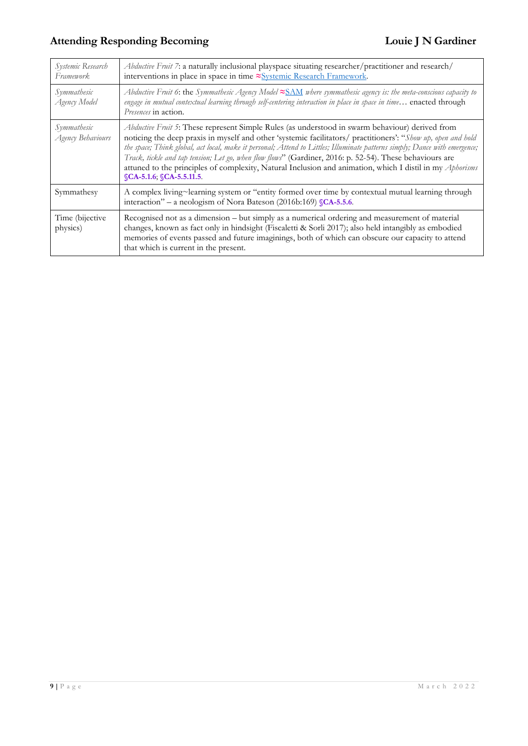| | |
|---|---|
| *Systemic Research Framework* | *Abductive Fruit 7*: a naturally inclusional playspace situating researcher/practitioner and research/ interventions in place in space in time ≈Systemic Research Framework. |
| *Symmathesic Agency Model* | *Abductive Fruit 6*: the *Symmathesic Agency Model* ≈SAM *where symmathesic agency is: the meta-conscious capacity to engage in mutual contextual learning through self-centering interaction in place in space in time*… enacted through *Presences* in action. |
| *Symmathesic Agency Behaviours* | *Abductive Fruit 5*: These represent Simple Rules (as understood in swarm behaviour) derived from noticing the deep praxis in myself and other 'systemic facilitators/ practitioners': "*Show up, open and hold the space; Think global, act local, make it personal; Attend to Littles; Illuminate patterns simply; Dance with emergence; Track, tickle and tap tension; Let go, when flow flows*" (Gardiner, 2016: p. 52-54). These behaviours are attuned to the principles of complexity, Natural Inclusion and animation, which I distil in my *Aphorisms* **§CA-5.1.6**; **§CA-5.5.11.5**. |
| Symmathesy | A complex living~learning system or "entity formed over time by contextual mutual learning through interaction" – a neologism of Nora Bateson (2016b:169) **§CA-5.5.6**. |
| Time (bijective physics) | Recognised not as a dimension – but simply as a numerical ordering and measurement of material changes, known as fact only in hindsight (Fiscaletti & Sorli 2017); also held intangibly as embodied memories of events passed and future imaginings, both of which can obscure our capacity to attend that which is current in the present. |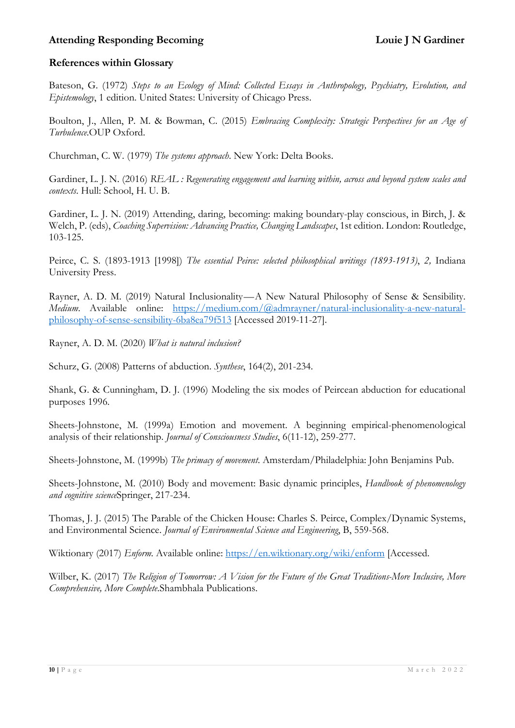### References within Glossary

Bateson, G. (1972) *Steps to an Ecology of Mind: Collected Essays in Anthropology, Psychiatry, Evolution, and Epistemology*, 1 edition. United States: University of Chicago Press.

Boulton, J., Allen, P. M. & Bowman, C. (2015) *Embracing Complexity: Strategic Perspectives for an Age of Turbulence*.OUP Oxford.

Churchman, C. W. (1979) *The systems approach*. New York: Delta Books.

Gardiner, L. J. N. (2016) *REAL : Regenerating engagement and learning within, across and beyond system scales and contexts*. Hull: School, H. U. B.

Gardiner, L. J. N. (2019) Attending, daring, becoming: making boundary-play conscious, in Birch, J. & Welch, P. (eds), *Coaching Supervision: Advancing Practice, Changing Landscapes*, 1st edition. London: Routledge, 103-125.

Peirce, C. S. (1893-1913 [1998]) *The essential Peirce: selected philosophical writings (1893-1913)*, *2,* Indiana University Press.

Rayner, A. D. M. (2019) Natural Inclusionality—A New Natural Philosophy of Sense & Sensibility. *Medium*. Available online: https://medium.com/@admrayner/natural-inclusionality-a-new-natural-philosophy-of-sense-sensibility-6ba8ea79f513 [Accessed 2019-11-27].

Rayner, A. D. M. (2020) *What is natural inclusion?*

Schurz, G. (2008) Patterns of abduction. *Synthese*, 164(2), 201-234.

Shank, G. & Cunningham, D. J. (1996) Modeling the six modes of Peircean abduction for educational purposes 1996.

Sheets-Johnstone, M. (1999a) Emotion and movement. A beginning empirical-phenomenological analysis of their relationship. *Journal of Consciousness Studies*, 6(11-12), 259-277.

Sheets-Johnstone, M. (1999b) *The primacy of movement*. Amsterdam/Philadelphia: John Benjamins Pub.

Sheets-Johnstone, M. (2010) Body and movement: Basic dynamic principles, *Handbook of phenomenology and cognitive science*Springer, 217-234.

Thomas, J. J. (2015) The Parable of the Chicken House: Charles S. Peirce, Complex/Dynamic Systems, and Environmental Science. *Journal of Environmental Science and Engineering*, B, 559-568.

Wiktionary (2017) *Enform*. Available online: https://en.wiktionary.org/wiki/enform [Accessed.

Wilber, K. (2017) *The Religion of Tomorrow: A Vision for the Future of the Great Traditions-More Inclusive, More Comprehensive, More Complete*.Shambhala Publications.